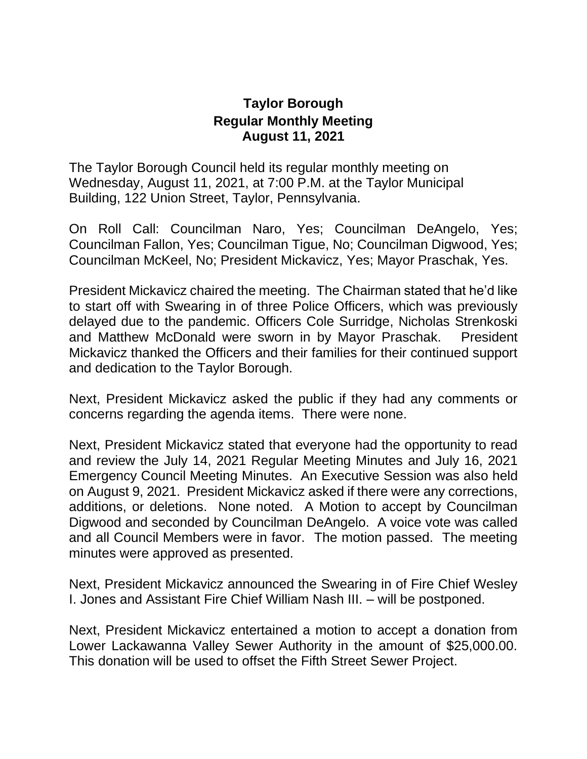# Taylor Borough
## Regular Monthly Meeting
## August 11, 2021

The Taylor Borough Council held its regular monthly meeting on Wednesday, August 11, 2021, at 7:00 P.M. at the Taylor Municipal Building, 122 Union Street, Taylor, Pennsylvania.

On Roll Call: Councilman Naro, Yes; Councilman DeAngelo, Yes; Councilman Fallon, Yes; Councilman Tigue, No; Councilman Digwood, Yes; Councilman McKeel, No; President Mickavicz, Yes; Mayor Praschak, Yes.

President Mickavicz chaired the meeting. The Chairman stated that he'd like to start off with Swearing in of three Police Officers, which was previously delayed due to the pandemic. Officers Cole Surridge, Nicholas Strenkoski and Matthew McDonald were sworn in by Mayor Praschak. President Mickavicz thanked the Officers and their families for their continued support and dedication to the Taylor Borough.

Next, President Mickavicz asked the public if they had any comments or concerns regarding the agenda items. There were none.

Next, President Mickavicz stated that everyone had the opportunity to read and review the July 14, 2021 Regular Meeting Minutes and July 16, 2021 Emergency Council Meeting Minutes. An Executive Session was also held on August 9, 2021. President Mickavicz asked if there were any corrections, additions, or deletions. None noted. A Motion to accept by Councilman Digwood and seconded by Councilman DeAngelo. A voice vote was called and all Council Members were in favor. The motion passed. The meeting minutes were approved as presented.

Next, President Mickavicz announced the Swearing in of Fire Chief Wesley I. Jones and Assistant Fire Chief William Nash III. – will be postponed.

Next, President Mickavicz entertained a motion to accept a donation from Lower Lackawanna Valley Sewer Authority in the amount of $25,000.00. This donation will be used to offset the Fifth Street Sewer Project.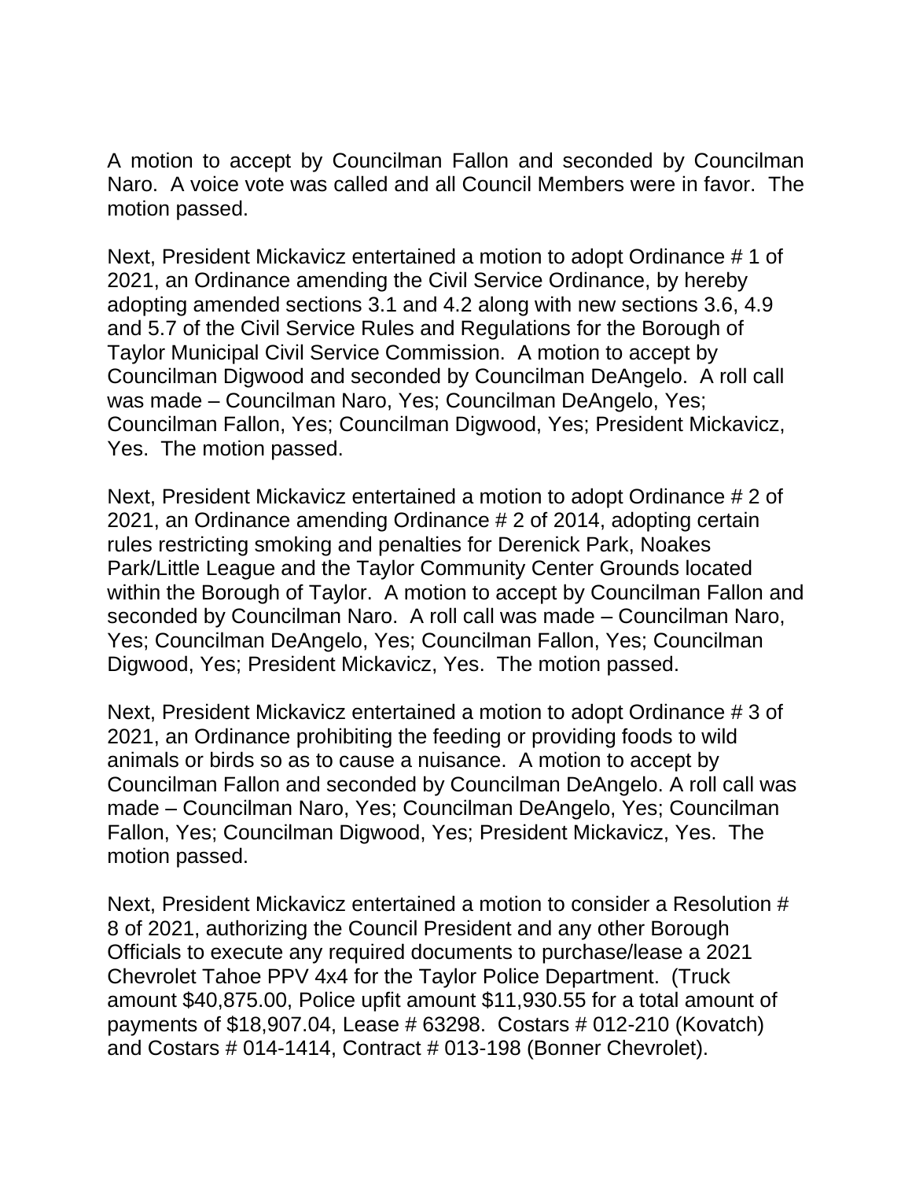A motion to accept by Councilman Fallon and seconded by Councilman Naro. A voice vote was called and all Council Members were in favor. The motion passed.

Next, President Mickavicz entertained a motion to adopt Ordinance # 1 of 2021, an Ordinance amending the Civil Service Ordinance, by hereby adopting amended sections 3.1 and 4.2 along with new sections 3.6, 4.9 and 5.7 of the Civil Service Rules and Regulations for the Borough of Taylor Municipal Civil Service Commission. A motion to accept by Councilman Digwood and seconded by Councilman DeAngelo. A roll call was made – Councilman Naro, Yes; Councilman DeAngelo, Yes; Councilman Fallon, Yes; Councilman Digwood, Yes; President Mickavicz, Yes. The motion passed.

Next, President Mickavicz entertained a motion to adopt Ordinance # 2 of 2021, an Ordinance amending Ordinance # 2 of 2014, adopting certain rules restricting smoking and penalties for Derenick Park, Noakes Park/Little League and the Taylor Community Center Grounds located within the Borough of Taylor. A motion to accept by Councilman Fallon and seconded by Councilman Naro. A roll call was made – Councilman Naro, Yes; Councilman DeAngelo, Yes; Councilman Fallon, Yes; Councilman Digwood, Yes; President Mickavicz, Yes. The motion passed.

Next, President Mickavicz entertained a motion to adopt Ordinance # 3 of 2021, an Ordinance prohibiting the feeding or providing foods to wild animals or birds so as to cause a nuisance. A motion to accept by Councilman Fallon and seconded by Councilman DeAngelo. A roll call was made – Councilman Naro, Yes; Councilman DeAngelo, Yes; Councilman Fallon, Yes; Councilman Digwood, Yes; President Mickavicz, Yes. The motion passed.

Next, President Mickavicz entertained a motion to consider a Resolution # 8 of 2021, authorizing the Council President and any other Borough Officials to execute any required documents to purchase/lease a 2021 Chevrolet Tahoe PPV 4x4 for the Taylor Police Department. (Truck amount $40,875.00, Police upfit amount $11,930.55 for a total amount of payments of $18,907.04, Lease # 63298. Costars # 012-210 (Kovatch) and Costars # 014-1414, Contract # 013-198 (Bonner Chevrolet).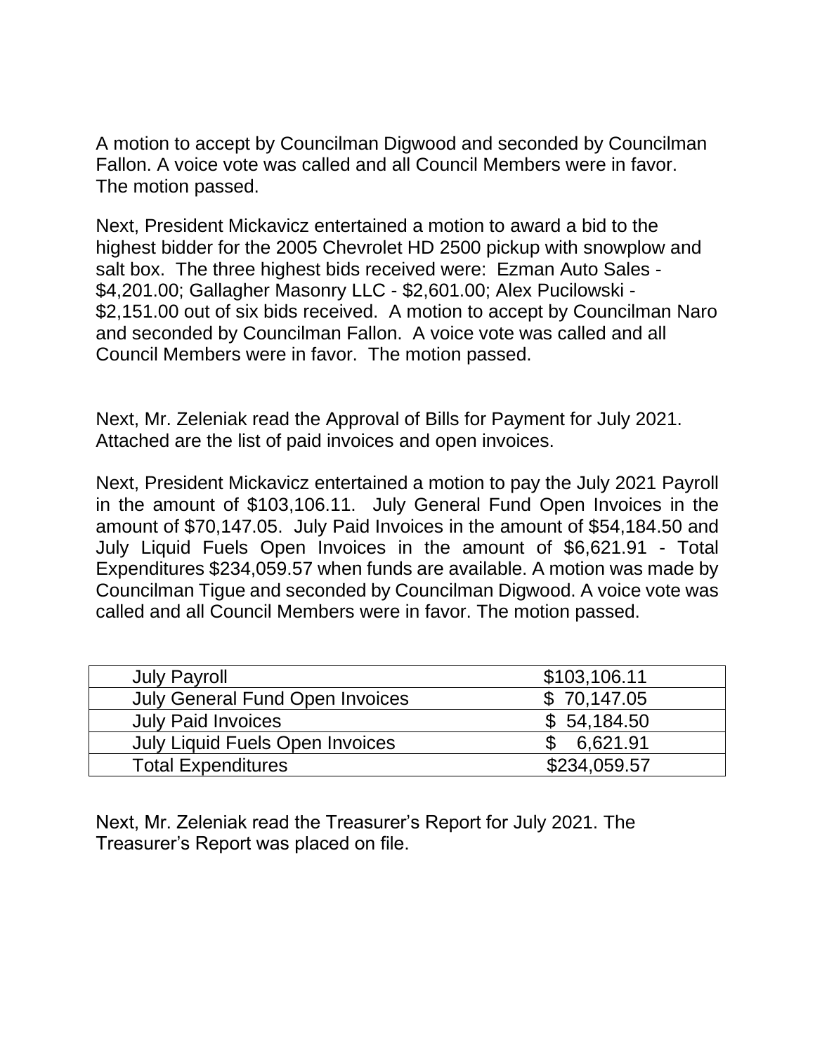A motion to accept by Councilman Digwood and seconded by Councilman Fallon. A voice vote was called and all Council Members were in favor. The motion passed.

Next, President Mickavicz entertained a motion to award a bid to the highest bidder for the 2005 Chevrolet HD 2500 pickup with snowplow and salt box. The three highest bids received were: Ezman Auto Sales - $4,201.00; Gallagher Masonry LLC - $2,601.00; Alex Pucilowski - $2,151.00 out of six bids received. A motion to accept by Councilman Naro and seconded by Councilman Fallon. A voice vote was called and all Council Members were in favor. The motion passed.

Next, Mr. Zeleniak read the Approval of Bills for Payment for July 2021. Attached are the list of paid invoices and open invoices.

Next, President Mickavicz entertained a motion to pay the July 2021 Payroll in the amount of $103,106.11. July General Fund Open Invoices in the amount of $70,147.05. July Paid Invoices in the amount of $54,184.50 and July Liquid Fuels Open Invoices in the amount of $6,621.91 - Total Expenditures $234,059.57 when funds are available. A motion was made by Councilman Tigue and seconded by Councilman Digwood. A voice vote was called and all Council Members were in favor. The motion passed.

| | |
|---|---|
| July Payroll | $103,106.11 |
| July General Fund Open Invoices | $ 70,147.05 |
| July Paid Invoices | $ 54,184.50 |
| July Liquid Fuels Open Invoices | $ 6,621.91 |
| Total Expenditures | $234,059.57 |

Next, Mr. Zeleniak read the Treasurer's Report for July 2021. The Treasurer's Report was placed on file.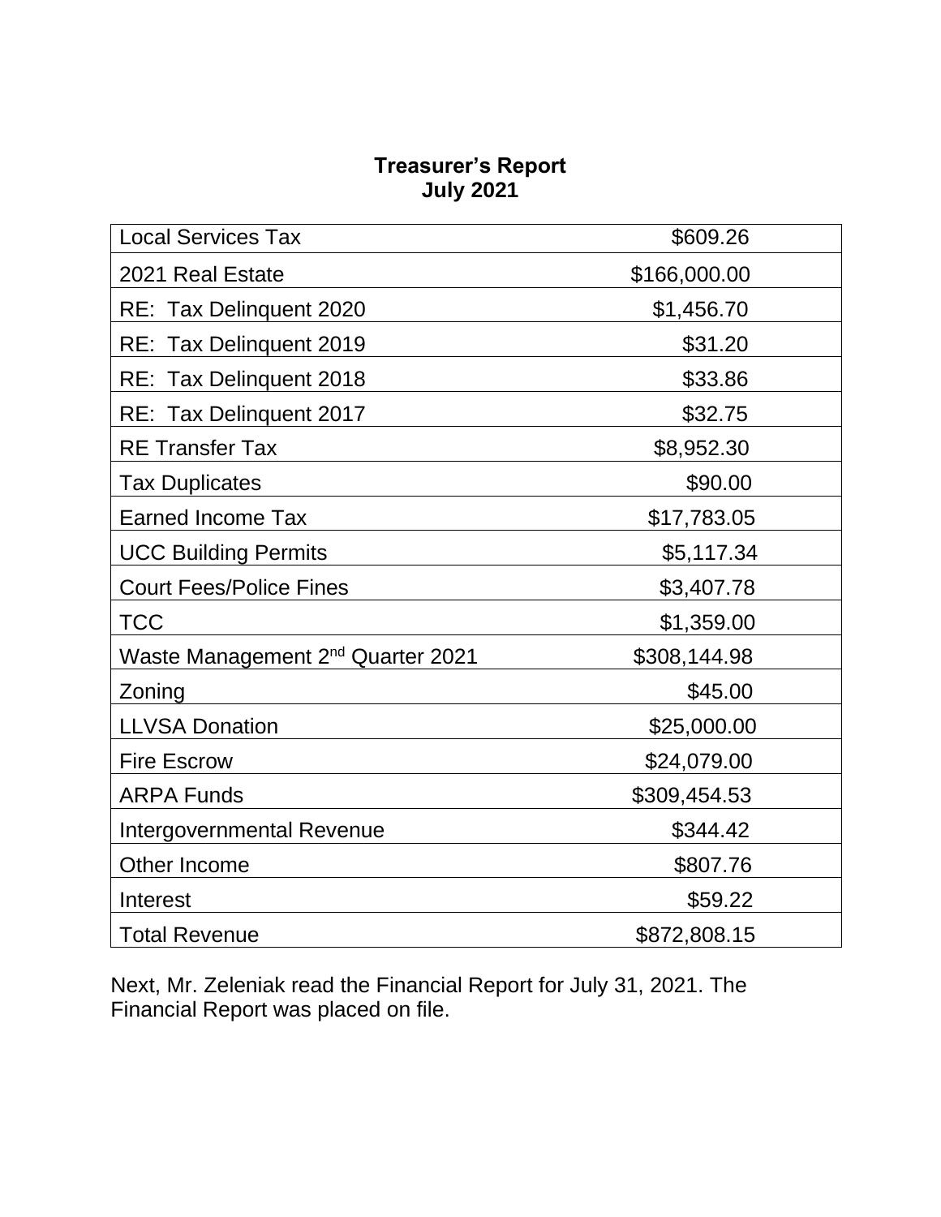**Treasurer's Report**
**July 2021**

| | |
|---|---|
| Local Services Tax | $609.26 |
| 2021 Real Estate | $166,000.00 |
| RE: Tax Delinquent 2020 | $1,456.70 |
| RE: Tax Delinquent 2019 | $31.20 |
| RE: Tax Delinquent 2018 | $33.86 |
| RE: Tax Delinquent 2017 | $32.75 |
| RE Transfer Tax | $8,952.30 |
| Tax Duplicates | $90.00 |
| Earned Income Tax | $17,783.05 |
| UCC Building Permits | $5,117.34 |
| Court Fees/Police Fines | $3,407.78 |
| TCC | $1,359.00 |
| Waste Management 2nd Quarter 2021 | $308,144.98 |
| Zoning | $45.00 |
| LLVSA Donation | $25,000.00 |
| Fire Escrow | $24,079.00 |
| ARPA Funds | $309,454.53 |
| Intergovernmental Revenue | $344.42 |
| Other Income | $807.76 |
| Interest | $59.22 |
| Total Revenue | $872,808.15 |

Next, Mr. Zeleniak read the Financial Report for July 31, 2021. The Financial Report was placed on file.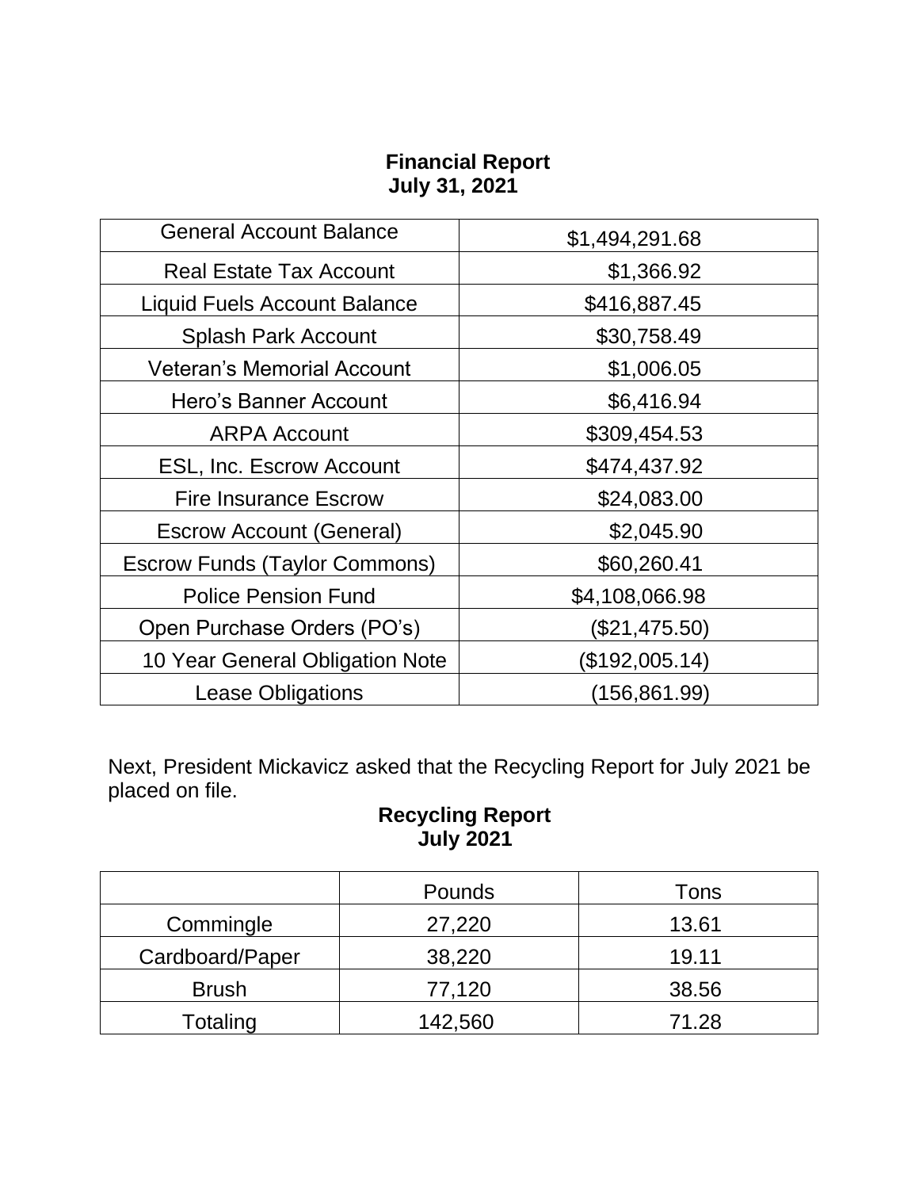**Financial Report**
**July 31, 2021**

| General Account Balance | $1,494,291.68 |
|---|---|
| Real Estate Tax Account | $1,366.92 |
| Liquid Fuels Account Balance | $416,887.45 |
| Splash Park Account | $30,758.49 |
| Veteran's Memorial Account | $1,006.05 |
| Hero's Banner Account | $6,416.94 |
| ARPA Account | $309,454.53 |
| ESL, Inc. Escrow Account | $474,437.92 |
| Fire Insurance Escrow | $24,083.00 |
| Escrow Account (General) | $2,045.90 |
| Escrow Funds (Taylor Commons) | $60,260.41 |
| Police Pension Fund | $4,108,066.98 |
| Open Purchase Orders (PO's) | ($21,475.50) |
| 10 Year General Obligation Note | ($192,005.14) |
| Lease Obligations | (156,861.99) |

Next, President Mickavicz asked that the Recycling Report for July 2021 be placed on file.

**Recycling Report**
**July 2021**

| | Pounds | Tons |
|---|---|---|
| Commingle | 27,220 | 13.61 |
| Cardboard/Paper | 38,220 | 19.11 |
| Brush | 77,120 | 38.56 |
| Totaling | 142,560 | 71.28 |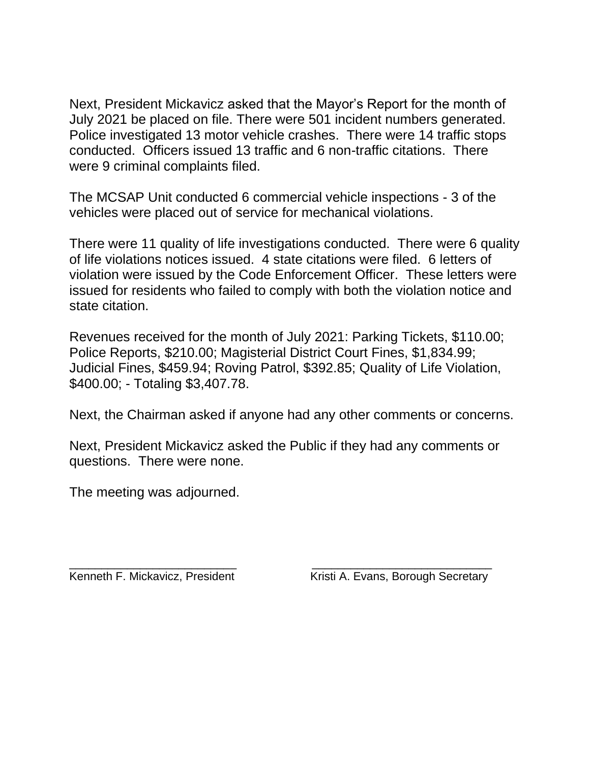Next, President Mickavicz asked that the Mayor's Report for the month of July 2021 be placed on file. There were 501 incident numbers generated. Police investigated 13 motor vehicle crashes. There were 14 traffic stops conducted. Officers issued 13 traffic and 6 non-traffic citations. There were 9 criminal complaints filed.

The MCSAP Unit conducted 6 commercial vehicle inspections - 3 of the vehicles were placed out of service for mechanical violations.

There were 11 quality of life investigations conducted. There were 6 quality of life violations notices issued. 4 state citations were filed. 6 letters of violation were issued by the Code Enforcement Officer. These letters were issued for residents who failed to comply with both the violation notice and state citation.

Revenues received for the month of July 2021: Parking Tickets, $110.00; Police Reports, $210.00; Magisterial District Court Fines, $1,834.99; Judicial Fines, $459.94; Roving Patrol, $392.85; Quality of Life Violation, $400.00; - Totaling $3,407.78.

Next, the Chairman asked if anyone had any other comments or concerns.

Next, President Mickavicz asked the Public if they had any comments or questions. There were none.

The meeting was adjourned.

_________________________ 
Kenneth F. Mickavicz, President

_________________________ 
Kristi A. Evans, Borough Secretary